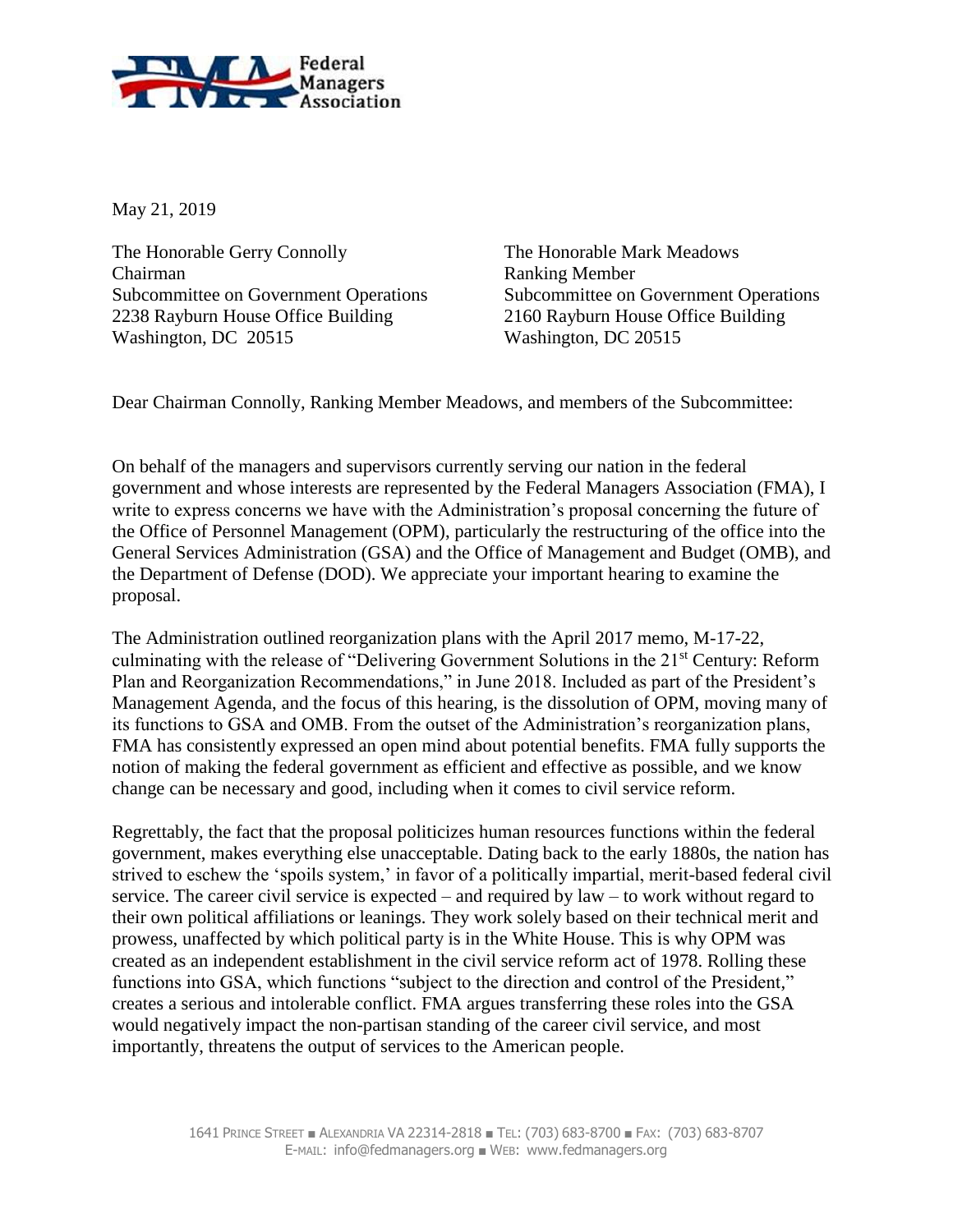Federal Managers Association

May 21, 2019

The Honorable Gerry Connolly
Chairman
Subcommittee on Government Operations
2238 Rayburn House Office Building
Washington, DC 20515

The Honorable Mark Meadows
Ranking Member
Subcommittee on Government Operations
2160 Rayburn House Office Building
Washington, DC 20515

Dear Chairman Connolly, Ranking Member Meadows, and members of the Subcommittee:

On behalf of the managers and supervisors currently serving our nation in the federal government and whose interests are represented by the Federal Managers Association (FMA), I write to express concerns we have with the Administration's proposal concerning the future of the Office of Personnel Management (OPM), particularly the restructuring of the office into the General Services Administration (GSA) and the Office of Management and Budget (OMB), and the Department of Defense (DOD). We appreciate your important hearing to examine the proposal.

The Administration outlined reorganization plans with the April 2017 memo, M-17-22, culminating with the release of "Delivering Government Solutions in the 21st Century: Reform Plan and Reorganization Recommendations," in June 2018. Included as part of the President's Management Agenda, and the focus of this hearing, is the dissolution of OPM, moving many of its functions to GSA and OMB. From the outset of the Administration's reorganization plans, FMA has consistently expressed an open mind about potential benefits. FMA fully supports the notion of making the federal government as efficient and effective as possible, and we know change can be necessary and good, including when it comes to civil service reform.

Regrettably, the fact that the proposal politicizes human resources functions within the federal government, makes everything else unacceptable. Dating back to the early 1880s, the nation has strived to eschew the 'spoils system,' in favor of a politically impartial, merit-based federal civil service. The career civil service is expected – and required by law – to work without regard to their own political affiliations or leanings. They work solely based on their technical merit and prowess, unaffected by which political party is in the White House. This is why OPM was created as an independent establishment in the civil service reform act of 1978. Rolling these functions into GSA, which functions "subject to the direction and control of the President," creates a serious and intolerable conflict. FMA argues transferring these roles into the GSA would negatively impact the non-partisan standing of the career civil service, and most importantly, threatens the output of services to the American people.

1641 Prince Street ■ Alexandria VA 22314-2818 ■ Tel: (703) 683-8700 ■ Fax: (703) 683-8707
E-mail: info@fedmanagers.org ■ Web: www.fedmanagers.org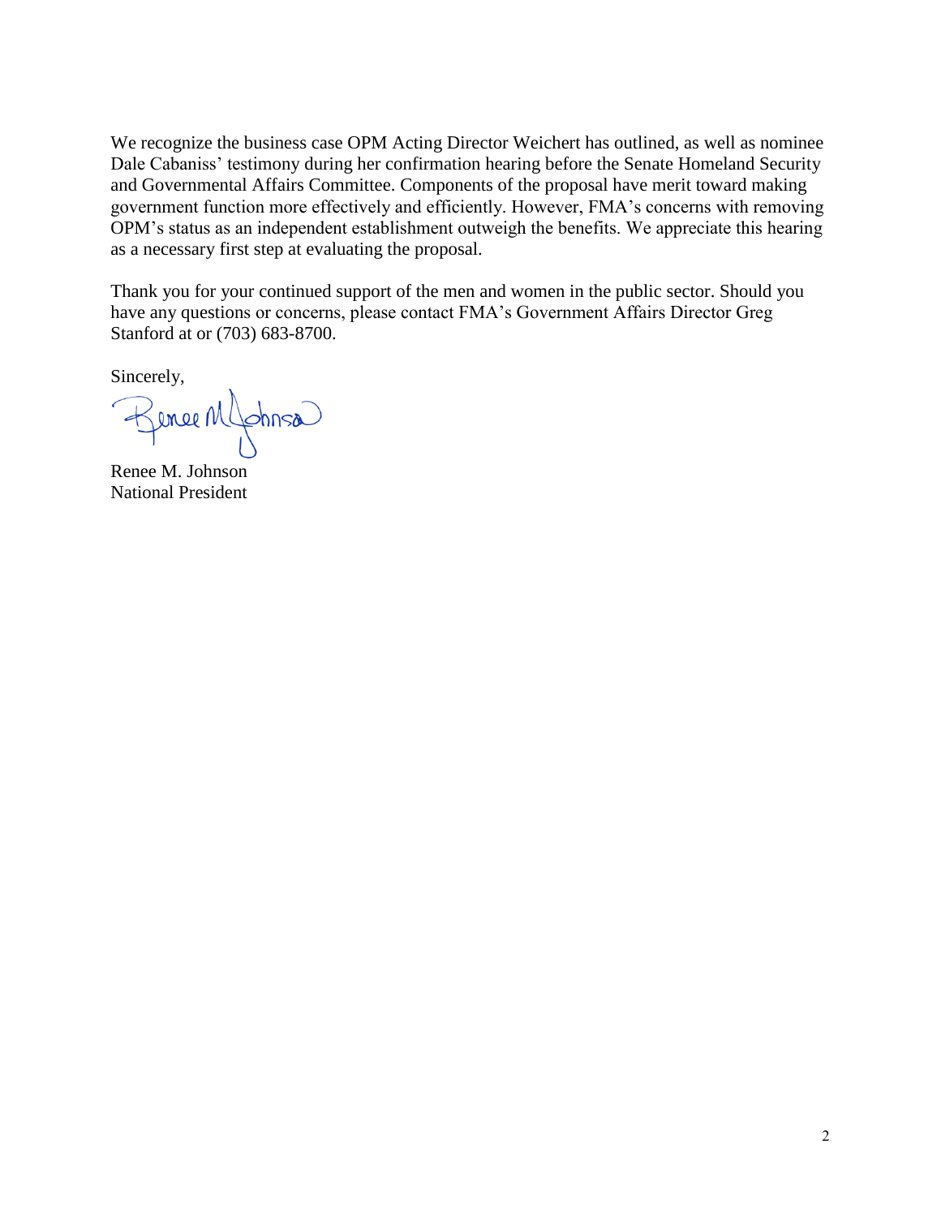We recognize the business case OPM Acting Director Weichert has outlined, as well as nominee Dale Cabaniss' testimony during her confirmation hearing before the Senate Homeland Security and Governmental Affairs Committee. Components of the proposal have merit toward making government function more effectively and efficiently. However, FMA's concerns with removing OPM's status as an independent establishment outweigh the benefits. We appreciate this hearing as a necessary first step at evaluating the proposal.

Thank you for your continued support of the men and women in the public sector. Should you have any questions or concerns, please contact FMA's Government Affairs Director Greg Stanford at or (703) 683-8700.

Sincerely,

Renee M. Johnson
National President